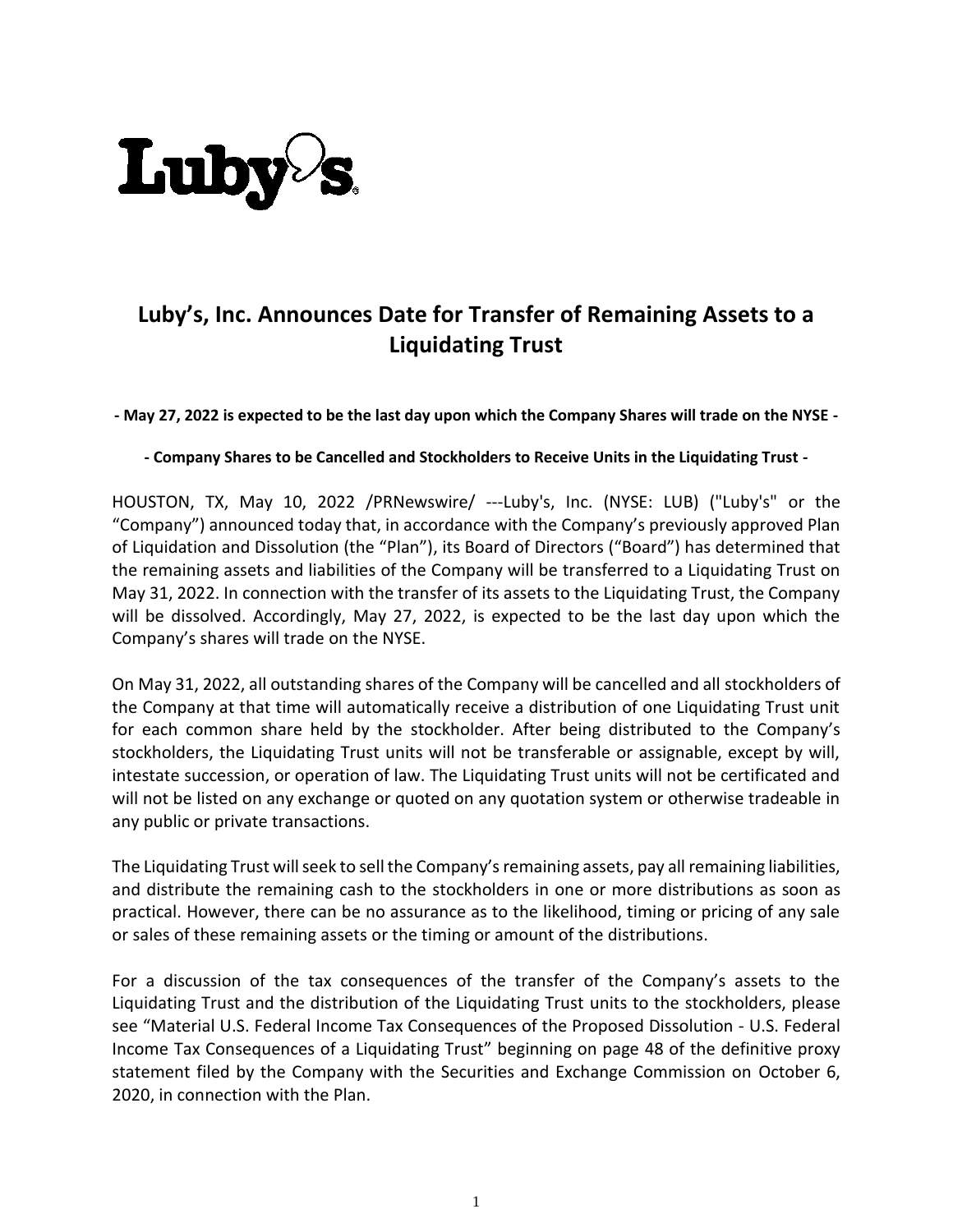# Luby's, Inc. Announces Date for Transfer of Remaining Assets to a Liquidating Trust

**- May 27, 2022 is expected to be the last day upon which the Company Shares will trade on the NYSE -**

**- Company Shares to be Cancelled and Stockholders to Receive Units in the Liquidating Trust -**

HOUSTON, TX, May 10, 2022 /PRNewswire/ ---Luby's, Inc. (NYSE: LUB) ("Luby's" or the "Company") announced today that, in accordance with the Company's previously approved Plan of Liquidation and Dissolution (the "Plan"), its Board of Directors ("Board") has determined that the remaining assets and liabilities of the Company will be transferred to a Liquidating Trust on May 31, 2022. In connection with the transfer of its assets to the Liquidating Trust, the Company will be dissolved. Accordingly, May 27, 2022, is expected to be the last day upon which the Company's shares will trade on the NYSE.

On May 31, 2022, all outstanding shares of the Company will be cancelled and all stockholders of the Company at that time will automatically receive a distribution of one Liquidating Trust unit for each common share held by the stockholder. After being distributed to the Company's stockholders, the Liquidating Trust units will not be transferable or assignable, except by will, intestate succession, or operation of law. The Liquidating Trust units will not be certificated and will not be listed on any exchange or quoted on any quotation system or otherwise tradeable in any public or private transactions.

The Liquidating Trust will seek to sell the Company's remaining assets, pay all remaining liabilities, and distribute the remaining cash to the stockholders in one or more distributions as soon as practical. However, there can be no assurance as to the likelihood, timing or pricing of any sale or sales of these remaining assets or the timing or amount of the distributions.

For a discussion of the tax consequences of the transfer of the Company's assets to the Liquidating Trust and the distribution of the Liquidating Trust units to the stockholders, please see "Material U.S. Federal Income Tax Consequences of the Proposed Dissolution - U.S. Federal Income Tax Consequences of a Liquidating Trust" beginning on page 48 of the definitive proxy statement filed by the Company with the Securities and Exchange Commission on October 6, 2020, in connection with the Plan.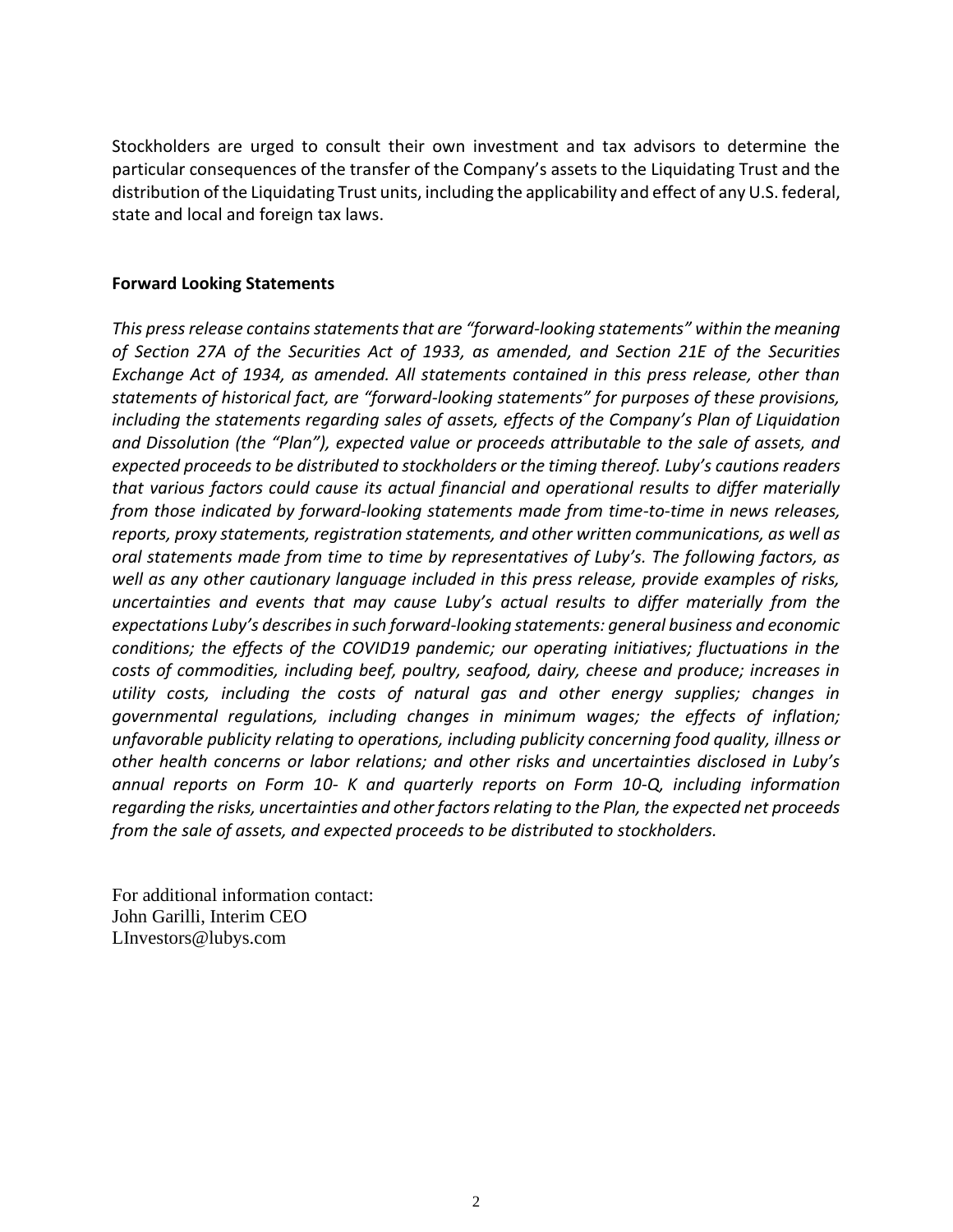Stockholders are urged to consult their own investment and tax advisors to determine the particular consequences of the transfer of the Company's assets to the Liquidating Trust and the distribution of the Liquidating Trust units, including the applicability and effect of any U.S. federal, state and local and foreign tax laws.

**Forward Looking Statements**

*This press release contains statements that are "forward-looking statements" within the meaning of Section 27A of the Securities Act of 1933, as amended, and Section 21E of the Securities Exchange Act of 1934, as amended. All statements contained in this press release, other than statements of historical fact, are "forward-looking statements" for purposes of these provisions, including the statements regarding sales of assets, effects of the Company's Plan of Liquidation and Dissolution (the "Plan"), expected value or proceeds attributable to the sale of assets, and expected proceeds to be distributed to stockholders or the timing thereof. Luby's cautions readers that various factors could cause its actual financial and operational results to differ materially from those indicated by forward-looking statements made from time-to-time in news releases, reports, proxy statements, registration statements, and other written communications, as well as oral statements made from time to time by representatives of Luby's. The following factors, as well as any other cautionary language included in this press release, provide examples of risks, uncertainties and events that may cause Luby's actual results to differ materially from the expectations Luby's describes in such forward-looking statements: general business and economic conditions; the effects of the COVID19 pandemic; our operating initiatives; fluctuations in the costs of commodities, including beef, poultry, seafood, dairy, cheese and produce; increases in utility costs, including the costs of natural gas and other energy supplies; changes in governmental regulations, including changes in minimum wages; the effects of inflation; unfavorable publicity relating to operations, including publicity concerning food quality, illness or other health concerns or labor relations; and other risks and uncertainties disclosed in Luby's annual reports on Form 10- K and quarterly reports on Form 10-Q, including information regarding the risks, uncertainties and other factors relating to the Plan, the expected net proceeds from the sale of assets, and expected proceeds to be distributed to stockholders.*

For additional information contact:
John Garilli, Interim CEO
LInvestors@lubys.com